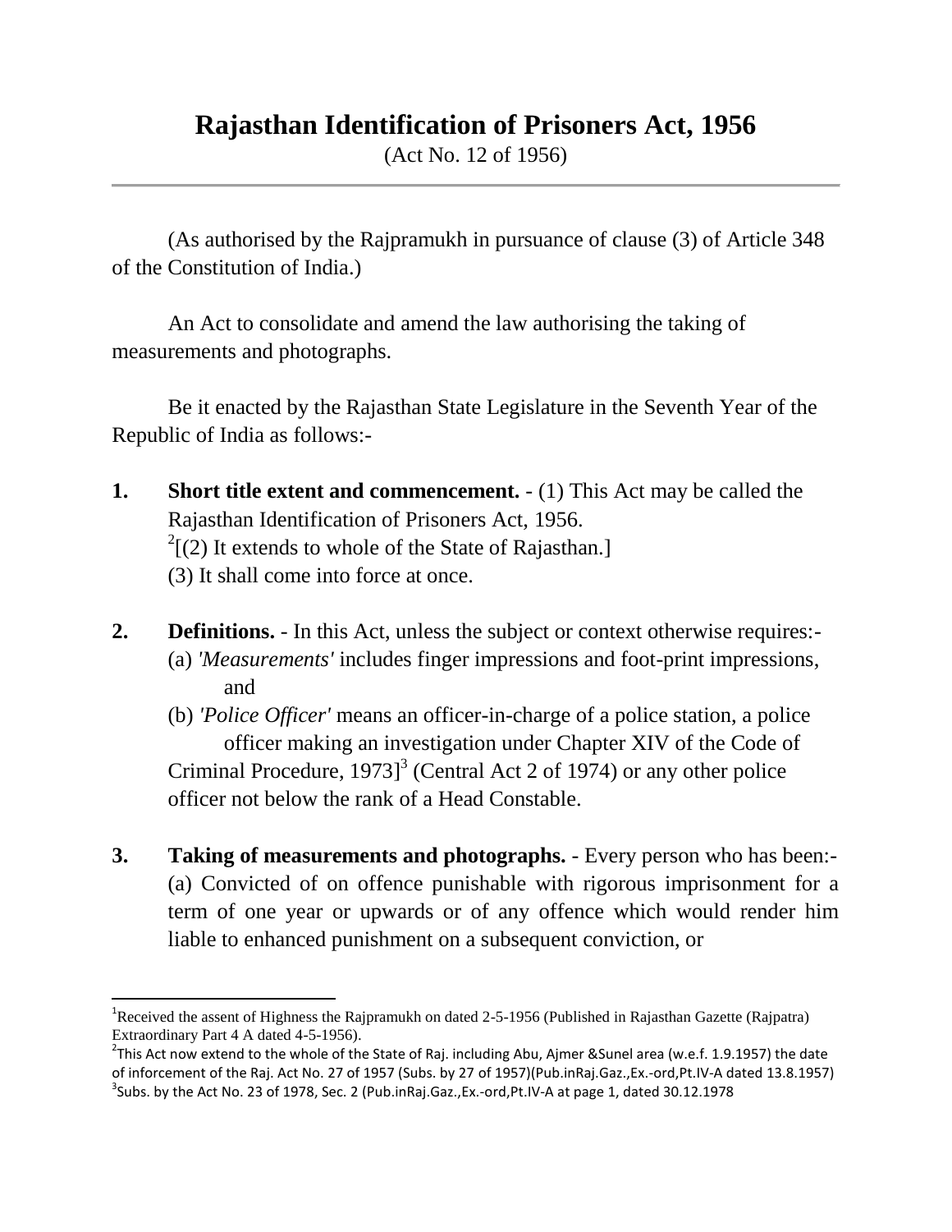# Rajasthan Identification of Prisoners Act, 1956

(Act No. 12 of 1956)

---

(As authorised by the Rajpramukh in pursuance of clause (3) of Article 348 of the Constitution of India.)

An Act to consolidate and amend the law authorising the taking of measurements and photographs.

Be it enacted by the Rajasthan State Legislature in the Seventh Year of the Republic of India as follows:-

**1. Short title extent and commencement.** - (1) This Act may be called the Rajasthan Identification of Prisoners Act, 1956.

[2][(2) It extends to whole of the State of Rajasthan.]

(3) It shall come into force at once.

**2. Definitions.** - In this Act, unless the subject or context otherwise requires:-

(a) *'Measurements'* includes finger impressions and foot-print impressions, and

(b) *'Police Officer'* means an officer-in-charge of a police station, a police officer making an investigation under Chapter XIV of the Code of Criminal Procedure, 1973][3] (Central Act 2 of 1974) or any other police officer not below the rank of a Head Constable.

**3. Taking of measurements and photographs.** - Every person who has been:-

(a) Convicted of on offence punishable with rigorous imprisonment for a term of one year or upwards or of any offence which would render him liable to enhanced punishment on a subsequent conviction, or

---

[1]Received the assent of Highness the Rajpramukh on dated 2-5-1956 (Published in Rajasthan Gazette (Rajpatra) Extraordinary Part 4 A dated 4-5-1956).

[2]This Act now extend to the whole of the State of Raj. including Abu, Ajmer &Sunel area (w.e.f. 1.9.1957) the date of inforcement of the Raj. Act No. 27 of 1957 (Subs. by 27 of 1957)(Pub.inRaj.Gaz.,Ex.-ord,Pt.IV-A dated 13.8.1957)

[3]Subs. by the Act No. 23 of 1978, Sec. 2 (Pub.inRaj.Gaz.,Ex.-ord,Pt.IV-A at page 1, dated 30.12.1978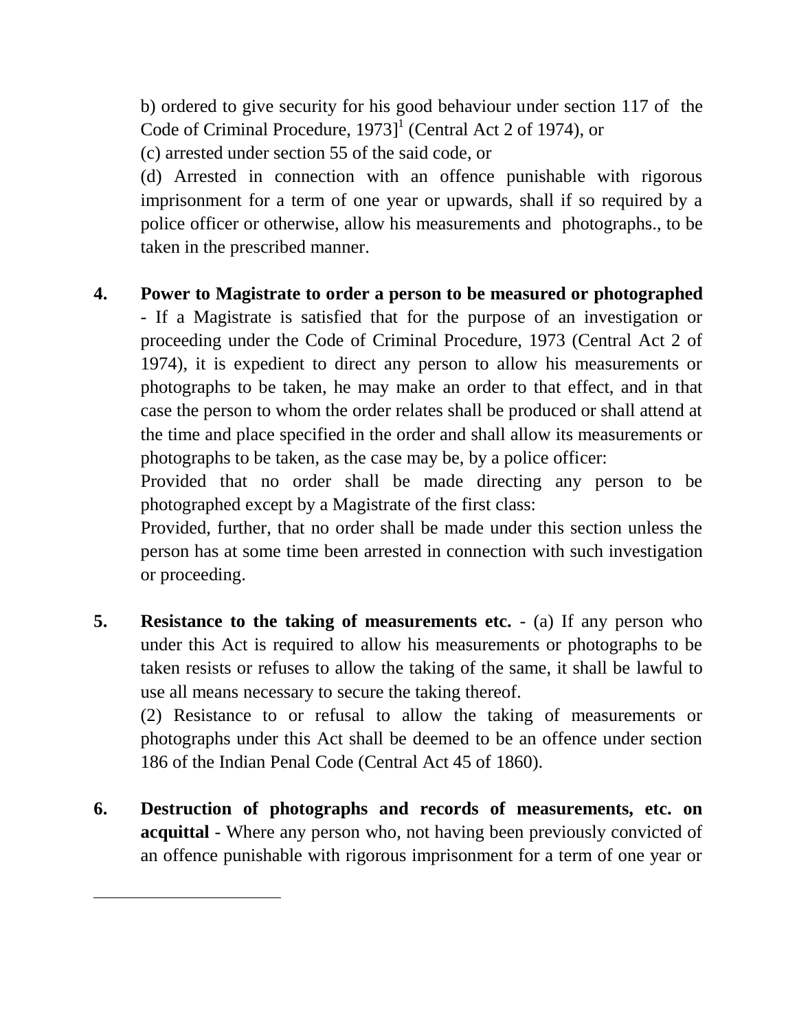b) ordered to give security for his good behaviour under section 117 of the Code of Criminal Procedure, 1973][1] (Central Act 2 of 1974), or

(c) arrested under section 55 of the said code, or

(d) Arrested in connection with an offence punishable with rigorous imprisonment for a term of one year or upwards, shall if so required by a police officer or otherwise, allow his measurements and photographs., to be taken in the prescribed manner.

**4. Power to Magistrate to order a person to be measured or photographed** - If a Magistrate is satisfied that for the purpose of an investigation or proceeding under the Code of Criminal Procedure, 1973 (Central Act 2 of 1974), it is expedient to direct any person to allow his measurements or photographs to be taken, he may make an order to that effect, and in that case the person to whom the order relates shall be produced or shall attend at the time and place specified in the order and shall allow its measurements or photographs to be taken, as the case may be, by a police officer:

Provided that no order shall be made directing any person to be photographed except by a Magistrate of the first class:

Provided, further, that no order shall be made under this section unless the person has at some time been arrested in connection with such investigation or proceeding.

**5. Resistance to the taking of measurements etc.** - (a) If any person who under this Act is required to allow his measurements or photographs to be taken resists or refuses to allow the taking of the same, it shall be lawful to use all means necessary to secure the taking thereof.

(2) Resistance to or refusal to allow the taking of measurements or photographs under this Act shall be deemed to be an offence under section 186 of the Indian Penal Code (Central Act 45 of 1860).

**6. Destruction of photographs and records of measurements, etc. on acquittal** - Where any person who, not having been previously convicted of an offence punishable with rigorous imprisonment for a term of one year or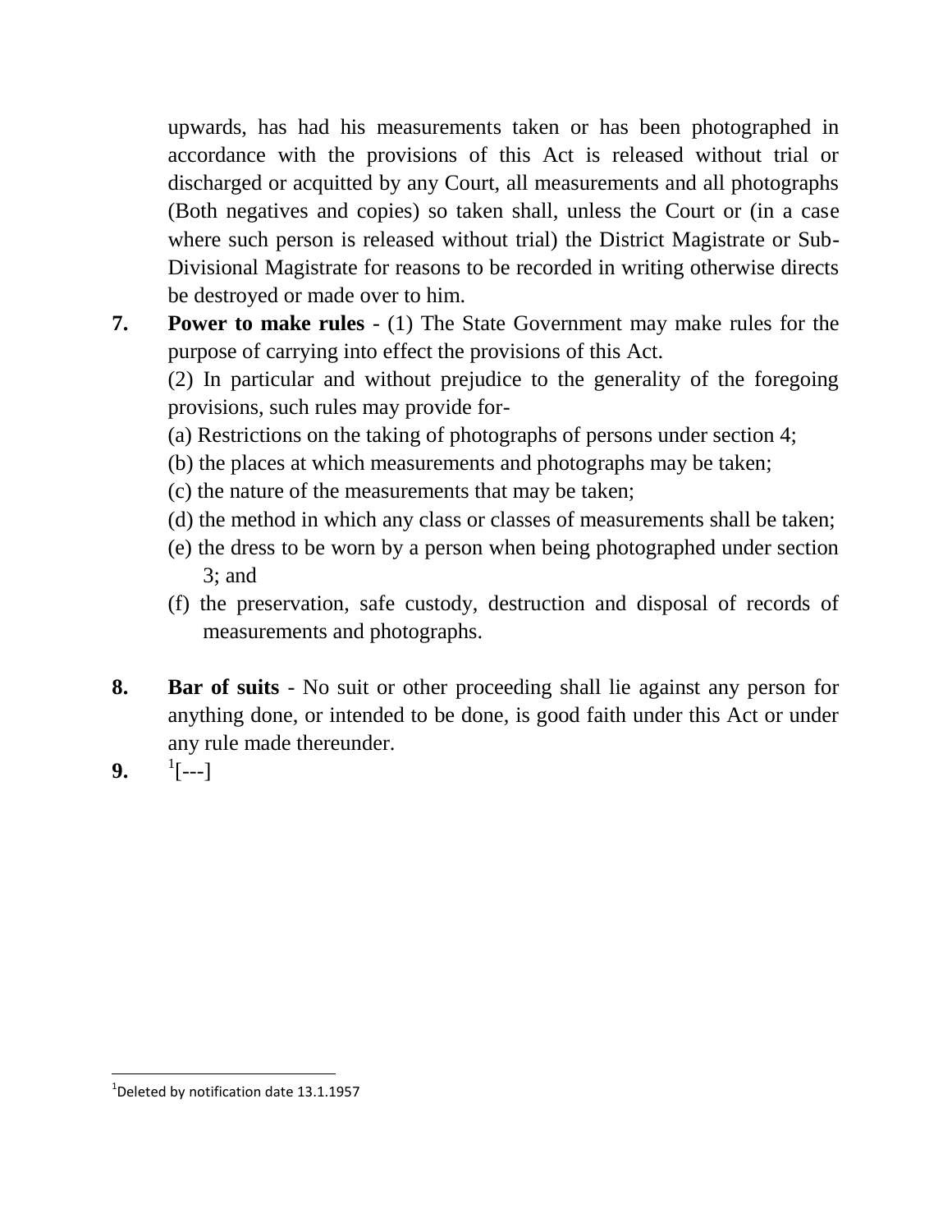upwards, has had his measurements taken or has been photographed in accordance with the provisions of this Act is released without trial or discharged or acquitted by any Court, all measurements and all photographs (Both negatives and copies) so taken shall, unless the Court or (in a case where such person is released without trial) the District Magistrate or Sub-Divisional Magistrate for reasons to be recorded in writing otherwise directs be destroyed or made over to him.

**7.** **Power to make rules** - (1) The State Government may make rules for the purpose of carrying into effect the provisions of this Act.

(2) In particular and without prejudice to the generality of the foregoing provisions, such rules may provide for-

(a) Restrictions on the taking of photographs of persons under section 4;

(b) the places at which measurements and photographs may be taken;

(c) the nature of the measurements that may be taken;

(d) the method in which any class or classes of measurements shall be taken;

(e) the dress to be worn by a person when being photographed under section 3; and

(f) the preservation, safe custody, destruction and disposal of records of measurements and photographs.

**8.** **Bar of suits** - No suit or other proceeding shall lie against any person for anything done, or intended to be done, is good faith under this Act or under any rule made thereunder.

**9.** [1][---]

[1]Deleted by notification date 13.1.1957